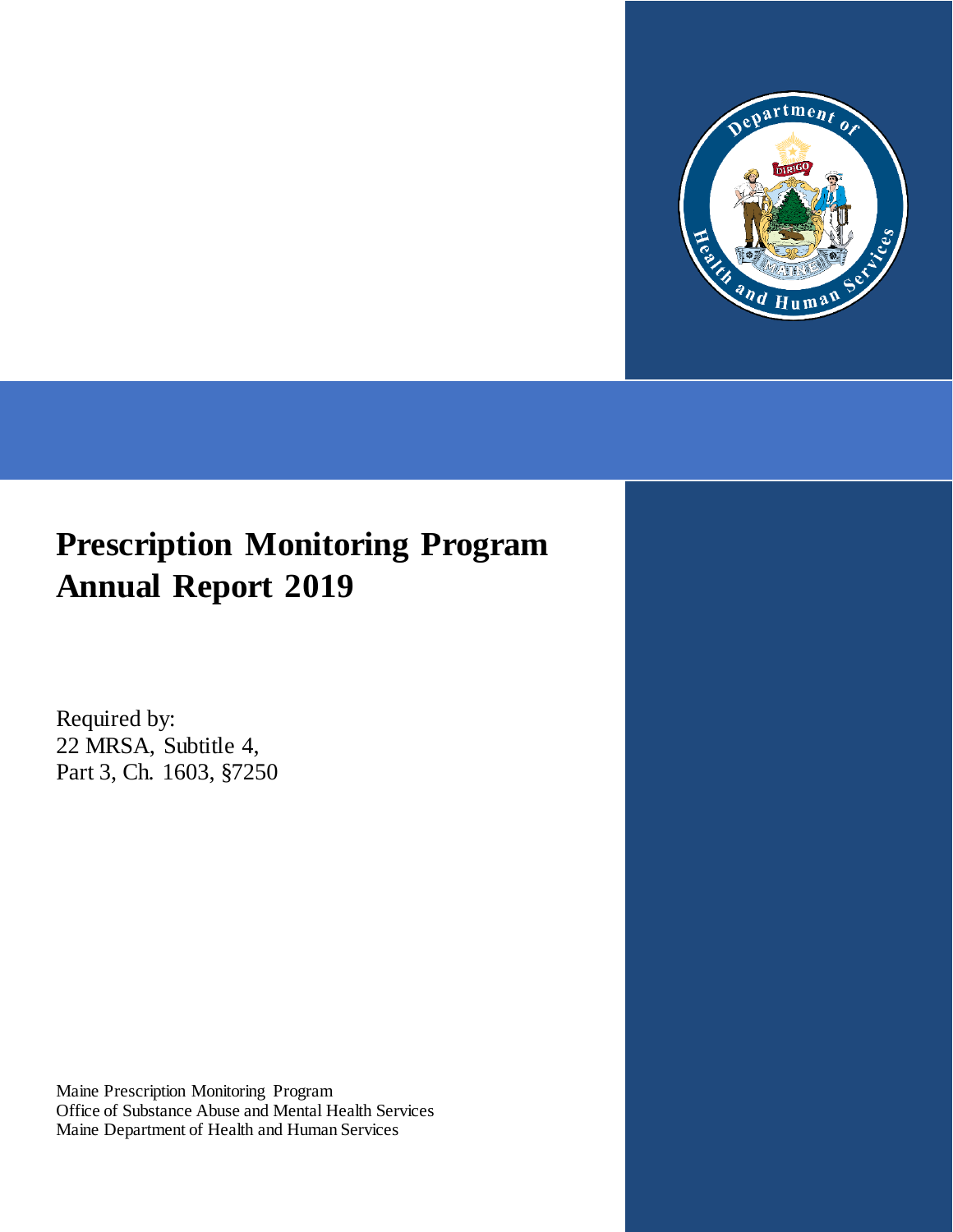# Prescription Monitoring Program Annual Report 2019

Required by:
22 MRSA, Subtitle 4,
Part 3, Ch. 1603, §7250

Maine Prescription Monitoring Program
Office of Substance Abuse and Mental Health Services
Maine Department of Health and Human Services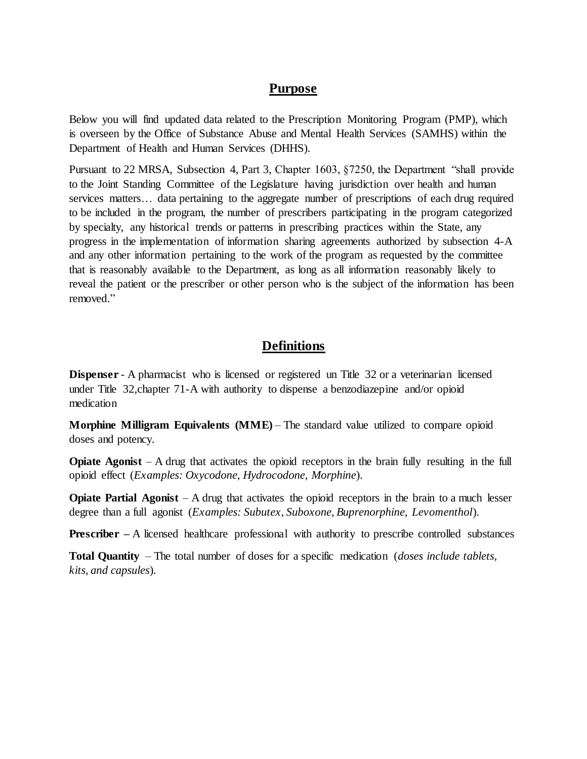## Purpose

Below you will find updated data related to the Prescription Monitoring Program (PMP), which is overseen by the Office of Substance Abuse and Mental Health Services (SAMHS) within the Department of Health and Human Services (DHHS).

Pursuant to 22 MRSA, Subsection 4, Part 3, Chapter 1603, §7250, the Department "shall provide to the Joint Standing Committee of the Legislature having jurisdiction over health and human services matters… data pertaining to the aggregate number of prescriptions of each drug required to be included in the program, the number of prescribers participating in the program categorized by specialty, any historical trends or patterns in prescribing practices within the State, any progress in the implementation of information sharing agreements authorized by subsection 4-A and any other information pertaining to the work of the program as requested by the committee that is reasonably available to the Department, as long as all information reasonably likely to reveal the patient or the prescriber or other person who is the subject of the information has been removed."

## Definitions

**Dispenser** - A pharmacist who is licensed or registered un Title 32 or a veterinarian licensed under Title 32,chapter 71-A with authority to dispense a benzodiazepine and/or opioid medication

**Morphine Milligram Equivalents (MME)** – The standard value utilized to compare opioid doses and potency.

**Opiate Agonist** – A drug that activates the opioid receptors in the brain fully resulting in the full opioid effect (*Examples: Oxycodone, Hydrocodone, Morphine*).

**Opiate Partial Agonist** – A drug that activates the opioid receptors in the brain to a much lesser degree than a full agonist (*Examples: Subutex, Suboxone, Buprenorphine, Levomenthol*).

**Prescriber –** A licensed healthcare professional with authority to prescribe controlled substances

**Total Quantity** – The total number of doses for a specific medication (*doses include tablets, kits, and capsules*).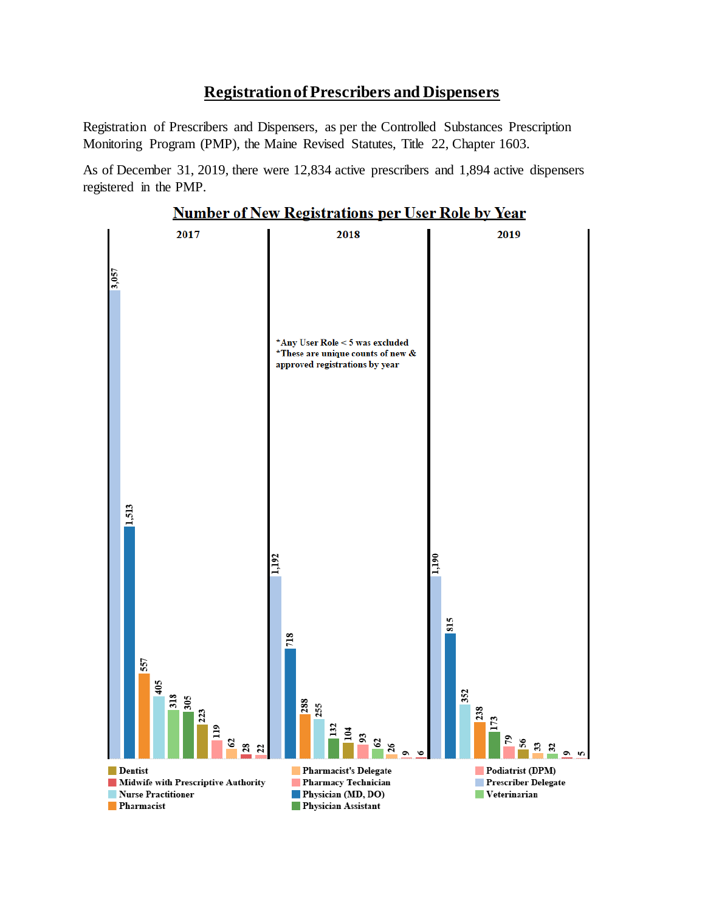# Registration of Prescribers and Dispensers

Registration of Prescribers and Dispensers, as per the Controlled Substances Prescription Monitoring Program (PMP), the Maine Revised Statutes, Title 22, Chapter 1603.

As of December 31, 2019, there were 12,834 active prescribers and 1,894 active dispensers registered in the PMP.

## Number of New Registrations per User Role by Year

| User Role | 2017 | 2018 | 2019 |
|---|---|---|---|
| Prescriber Delegate | 3,057 | 1,192 | 1,190 |
| Physician (MD, DO) | 1,513 | 718 | 815 |
| Pharmacist | 557 | 288 | 238 |
| Nurse Practitioner | 405 | 255 | 352 |
| Veterinarian | 318 | 62 | 32 |
| Physician Assistant | 305 | 132 | 173 |
| Dentist | 223 | 104 | 56 |
| Pharmacy Technician | 119 | 93 | 79 |
| Pharmacist's Delegate | 62 | 26 | 33 |
| Midwife with Prescriptive Authority | 28 | 6 | 9 |
| Podiatrist (DPM) | 22 | 9 | 5 |

*Any User Role < 5 was excluded
*These are unique counts of new & approved registrations by year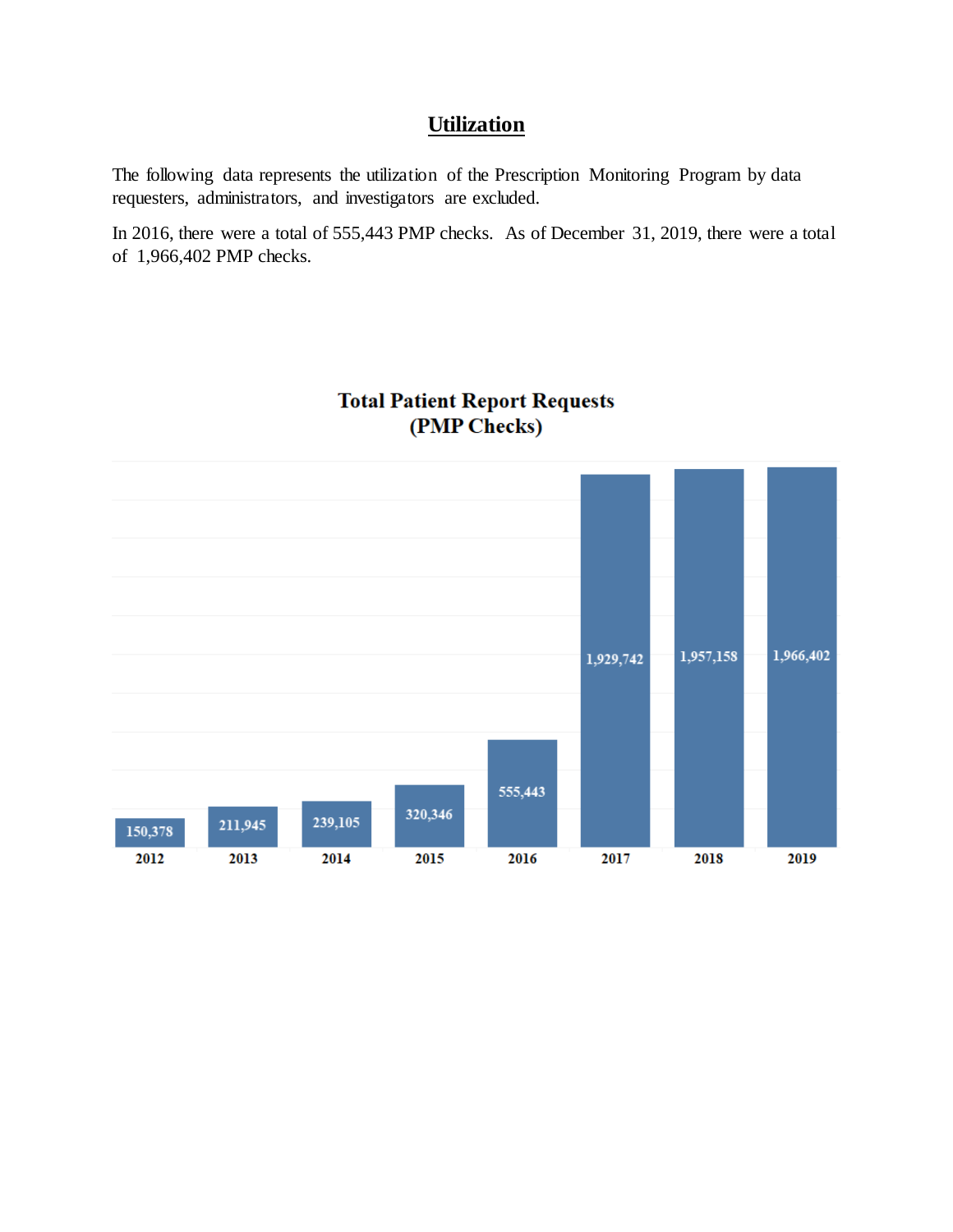## Utilization

The following data represents the utilization of the Prescription Monitoring Program by data requesters, administrators, and investigators are excluded.

In 2016, there were a total of 555,443 PMP checks. As of December 31, 2019, there were a total of 1,966,402 PMP checks.

**Total Patient Report Requests (PMP Checks)**

| Year | PMP Checks |
|---|---|
| 2012 | 150,378 |
| 2013 | 211,945 |
| 2014 | 239,105 |
| 2015 | 320,346 |
| 2016 | 555,443 |
| 2017 | 1,929,742 |
| 2018 | 1,957,158 |
| 2019 | 1,966,402 |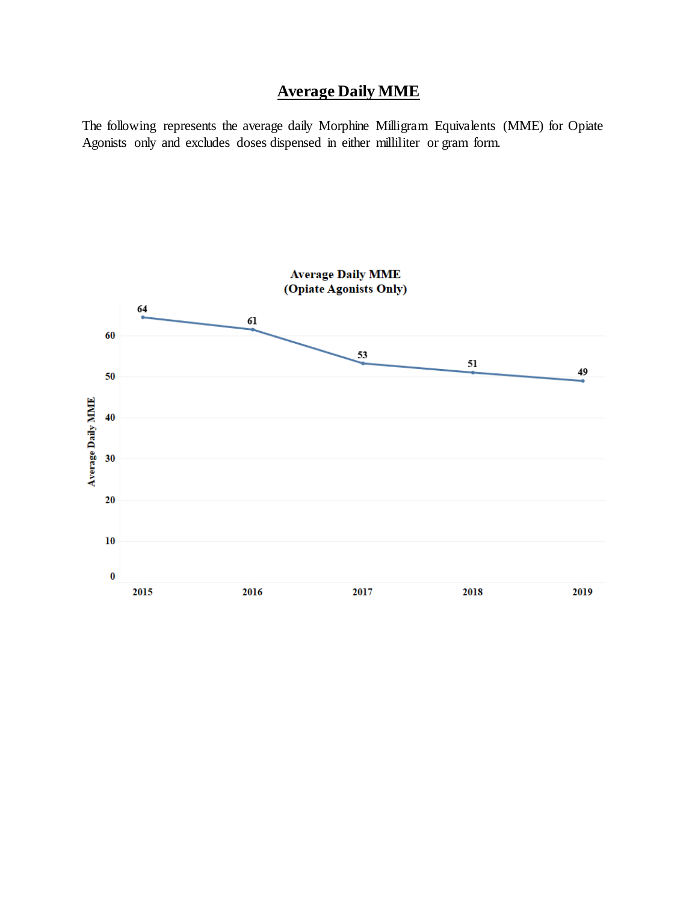# Average Daily MME

The following represents the average daily Morphine Milligram Equivalents (MME) for Opiate Agonists only and excludes doses dispensed in either milliliter or gram form.

**Average Daily MME**
**(Opiate Agonists Only)**

| Year | Average Daily MME |
| --- | --- |
| 2015 | 64 |
| 2016 | 61 |
| 2017 | 53 |
| 2018 | 51 |
| 2019 | 49 |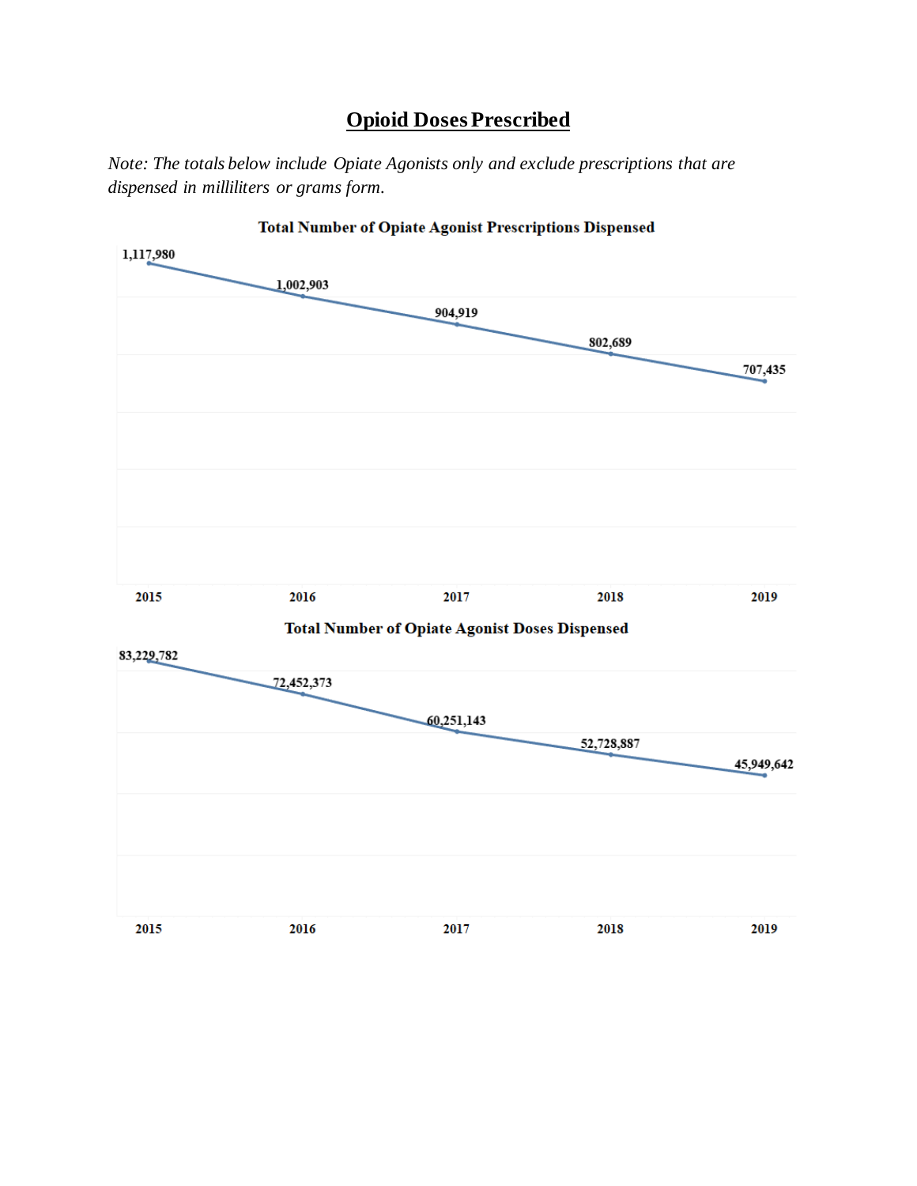## Opioid Doses Prescribed

*Note: The totals below include Opiate Agonists only and exclude prescriptions that are dispensed in milliliters or grams form.*

**Total Number of Opiate Agonist Prescriptions Dispensed**

| Year | Prescriptions Dispensed |
|---|---|
| 2015 | 1,117,980 |
| 2016 | 1,002,903 |
| 2017 | 904,919 |
| 2018 | 802,689 |
| 2019 | 707,435 |

**Total Number of Opiate Agonist Doses Dispensed**

| Year | Doses Dispensed |
|---|---|
| 2015 | 83,229,782 |
| 2016 | 72,452,373 |
| 2017 | 60,251,143 |
| 2018 | 52,728,887 |
| 2019 | 45,949,642 |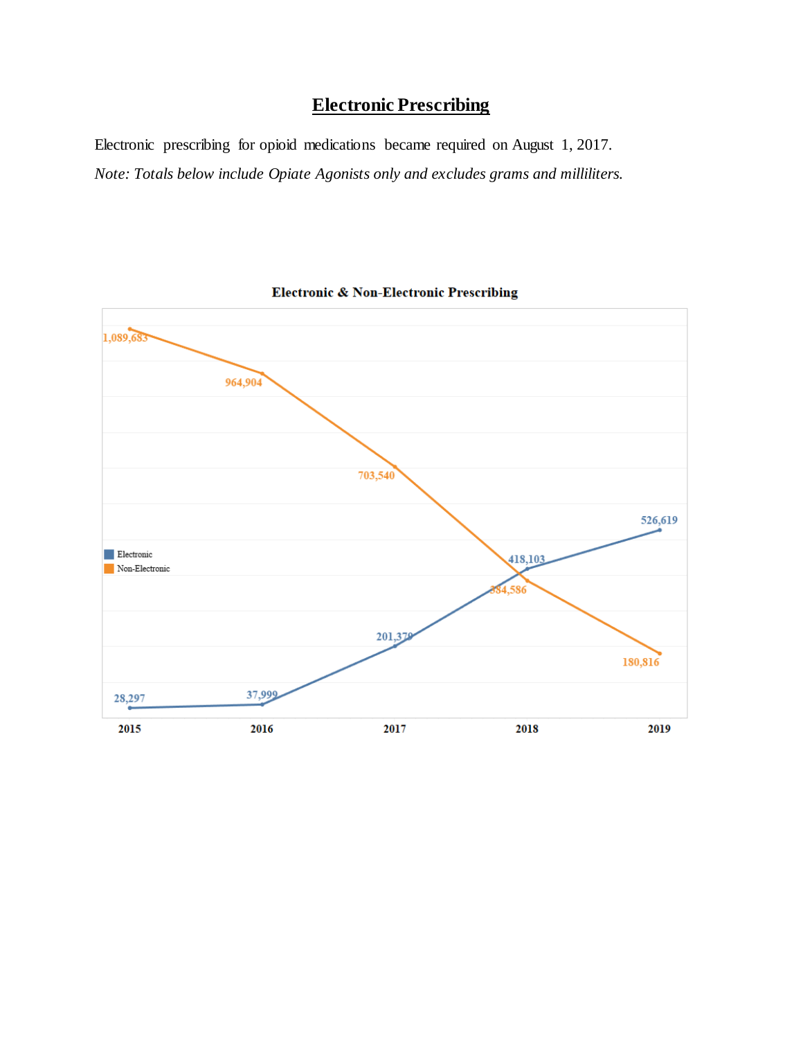# Electronic Prescribing

Electronic prescribing for opioid medications became required on August 1, 2017.

*Note: Totals below include Opiate Agonists only and excludes grams and milliliters.*

**Electronic & Non-Electronic Prescribing**

| Year | Electronic | Non-Electronic |
|---|---|---|
| 2015 | 28,297 | 1,089,683 |
| 2016 | 37,999 | 964,904 |
| 2017 | 201,379 | 703,540 |
| 2018 | 418,103 | 384,586 |
| 2019 | 526,619 | 180,816 |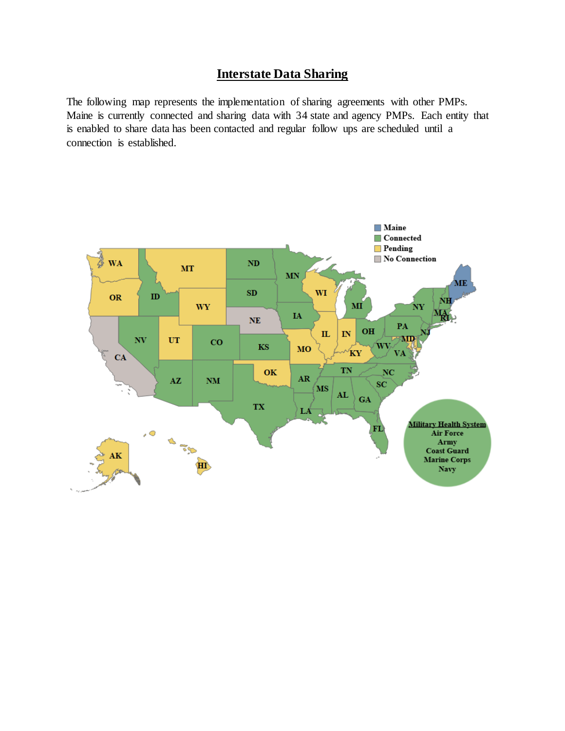# Interstate Data Sharing

The following map represents the implementation of sharing agreements with other PMPs. Maine is currently connected and sharing data with 34 state and agency PMPs. Each entity that is enabled to share data has been contacted and regular follow ups are scheduled until a connection is established.

Maine
Connected
Pending
No Connection

WA OR CA MT ID NV WY UT AZ CO NM ND SD NE KS OK TX MN IA MO AR LA WI IL MS MI IN KY TN AL OH WV GA FL PA VA NC SC NY MD NJ ME NH MA RI AK HI

Military Health System
Air Force
Army
Coast Guard
Marine Corps
Navy